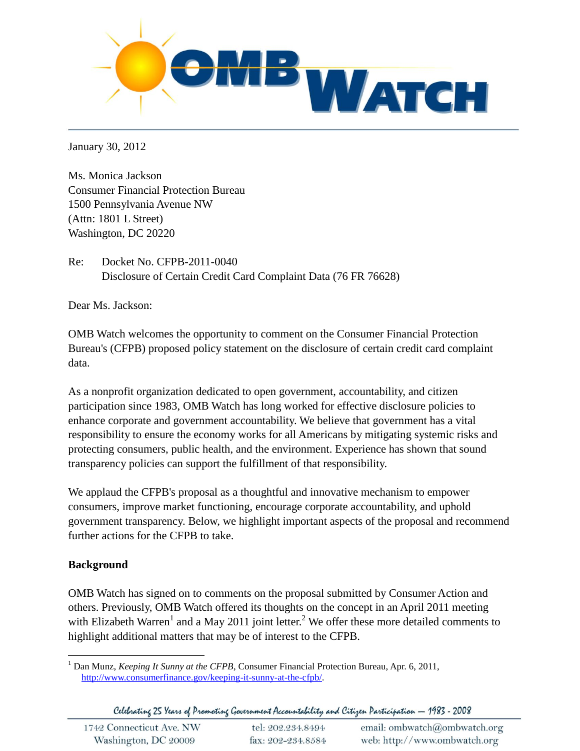January 30, 2012

Ms. Monica Jackson
Consumer Financial Protection Bureau
1500 Pennsylvania Avenue NW
(Attn: 1801 L Street)
Washington, DC 20220

Re: Docket No. CFPB-2011-0040
Disclosure of Certain Credit Card Complaint Data (76 FR 76628)

Dear Ms. Jackson:

OMB Watch welcomes the opportunity to comment on the Consumer Financial Protection Bureau's (CFPB) proposed policy statement on the disclosure of certain credit card complaint data.

As a nonprofit organization dedicated to open government, accountability, and citizen participation since 1983, OMB Watch has long worked for effective disclosure policies to enhance corporate and government accountability. We believe that government has a vital responsibility to ensure the economy works for all Americans by mitigating systemic risks and protecting consumers, public health, and the environment. Experience has shown that sound transparency policies can support the fulfillment of that responsibility.

We applaud the CFPB's proposal as a thoughtful and innovative mechanism to empower consumers, improve market functioning, encourage corporate accountability, and uphold government transparency. Below, we highlight important aspects of the proposal and recommend further actions for the CFPB to take.

**Background**

OMB Watch has signed on to comments on the proposal submitted by Consumer Action and others. Previously, OMB Watch offered its thoughts on the concept in an April 2011 meeting with Elizabeth Warren[1] and a May 2011 joint letter.[2] We offer these more detailed comments to highlight additional matters that may be of interest to the CFPB.

[1] Dan Munz, *Keeping It Sunny at the CFPB*, Consumer Financial Protection Bureau, Apr. 6, 2011, http://www.consumerfinance.gov/keeping-it-sunny-at-the-cfpb/.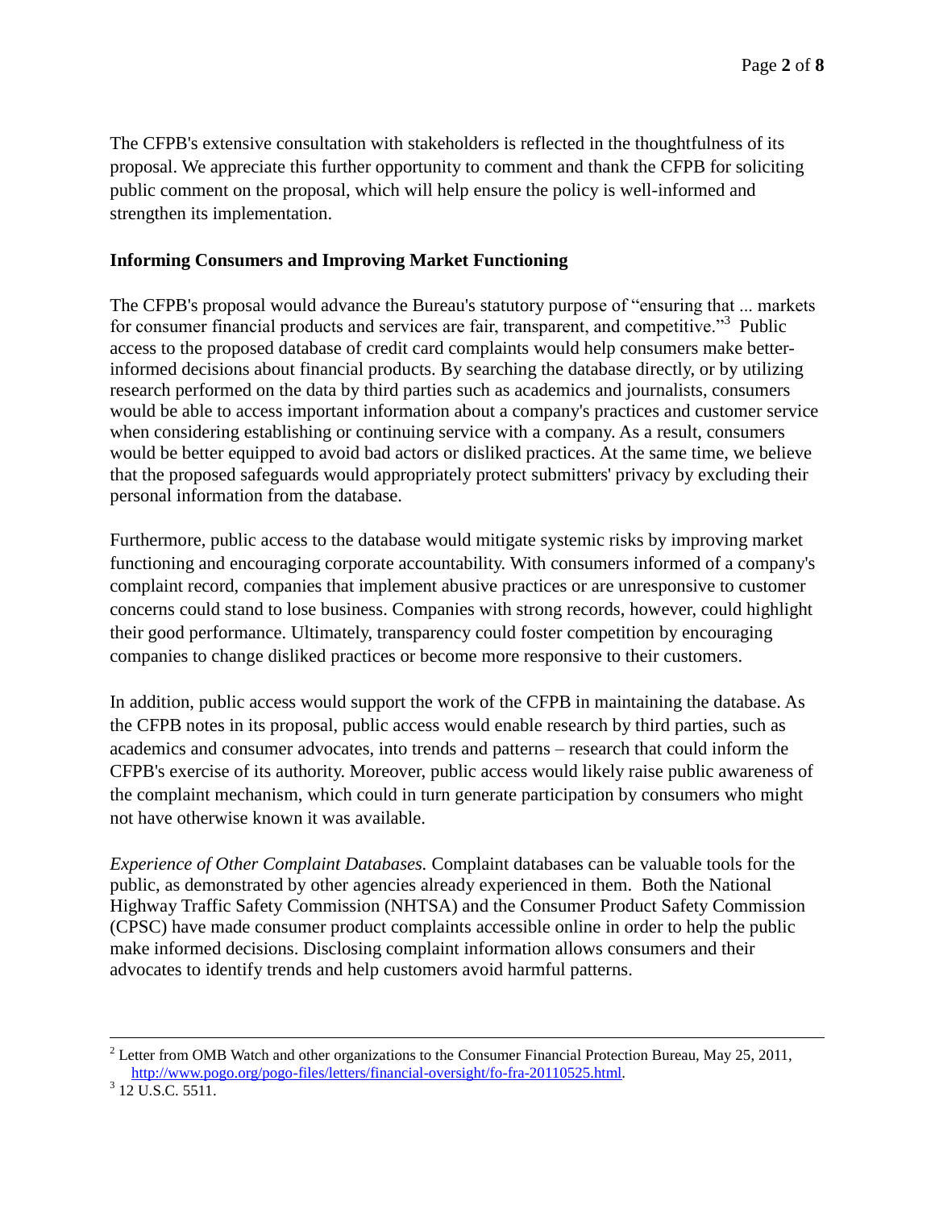The CFPB's extensive consultation with stakeholders is reflected in the thoughtfulness of its proposal. We appreciate this further opportunity to comment and thank the CFPB for soliciting public comment on the proposal, which will help ensure the policy is well-informed and strengthen its implementation.

**Informing Consumers and Improving Market Functioning**

The CFPB's proposal would advance the Bureau's statutory purpose of "ensuring that ... markets for consumer financial products and services are fair, transparent, and competitive."[3] Public access to the proposed database of credit card complaints would help consumers make better-informed decisions about financial products. By searching the database directly, or by utilizing research performed on the data by third parties such as academics and journalists, consumers would be able to access important information about a company's practices and customer service when considering establishing or continuing service with a company. As a result, consumers would be better equipped to avoid bad actors or disliked practices. At the same time, we believe that the proposed safeguards would appropriately protect submitters' privacy by excluding their personal information from the database.

Furthermore, public access to the database would mitigate systemic risks by improving market functioning and encouraging corporate accountability. With consumers informed of a company's complaint record, companies that implement abusive practices or are unresponsive to customer concerns could stand to lose business. Companies with strong records, however, could highlight their good performance. Ultimately, transparency could foster competition by encouraging companies to change disliked practices or become more responsive to their customers.

In addition, public access would support the work of the CFPB in maintaining the database. As the CFPB notes in its proposal, public access would enable research by third parties, such as academics and consumer advocates, into trends and patterns – research that could inform the CFPB's exercise of its authority. Moreover, public access would likely raise public awareness of the complaint mechanism, which could in turn generate participation by consumers who might not have otherwise known it was available.

*Experience of Other Complaint Databases.* Complaint databases can be valuable tools for the public, as demonstrated by other agencies already experienced in them. Both the National Highway Traffic Safety Commission (NHTSA) and the Consumer Product Safety Commission (CPSC) have made consumer product complaints accessible online in order to help the public make informed decisions. Disclosing complaint information allows consumers and their advocates to identify trends and help customers avoid harmful patterns.

---

[2] Letter from OMB Watch and other organizations to the Consumer Financial Protection Bureau, May 25, 2011, http://www.pogo.org/pogo-files/letters/financial-oversight/fo-fra-20110525.html.

[3] 12 U.S.C. 5511.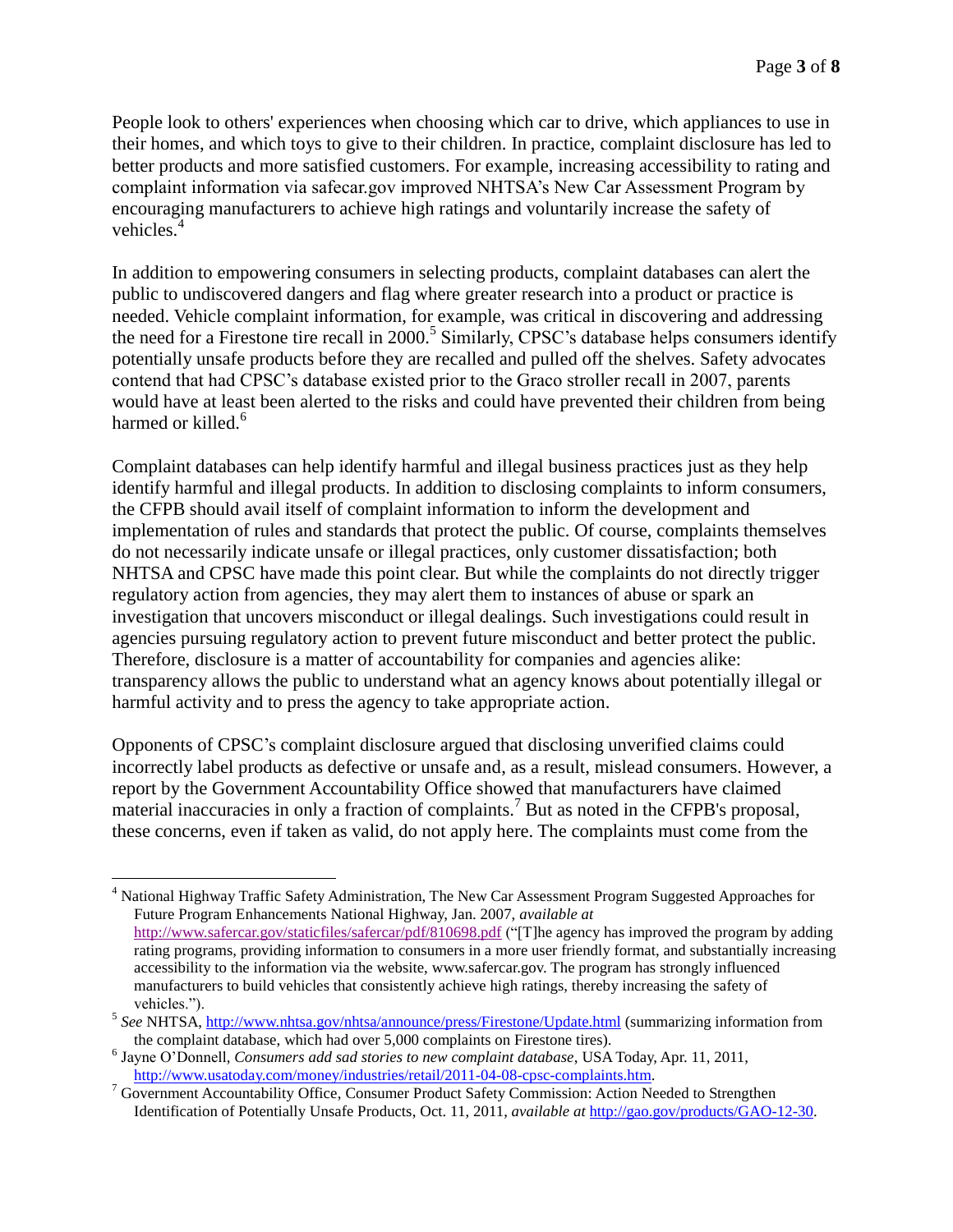People look to others' experiences when choosing which car to drive, which appliances to use in their homes, and which toys to give to their children. In practice, complaint disclosure has led to better products and more satisfied customers. For example, increasing accessibility to rating and complaint information via safecar.gov improved NHTSA's New Car Assessment Program by encouraging manufacturers to achieve high ratings and voluntarily increase the safety of vehicles.[4]

In addition to empowering consumers in selecting products, complaint databases can alert the public to undiscovered dangers and flag where greater research into a product or practice is needed. Vehicle complaint information, for example, was critical in discovering and addressing the need for a Firestone tire recall in 2000.[5] Similarly, CPSC's database helps consumers identify potentially unsafe products before they are recalled and pulled off the shelves. Safety advocates contend that had CPSC's database existed prior to the Graco stroller recall in 2007, parents would have at least been alerted to the risks and could have prevented their children from being harmed or killed.[6]

Complaint databases can help identify harmful and illegal business practices just as they help identify harmful and illegal products. In addition to disclosing complaints to inform consumers, the CFPB should avail itself of complaint information to inform the development and implementation of rules and standards that protect the public. Of course, complaints themselves do not necessarily indicate unsafe or illegal practices, only customer dissatisfaction; both NHTSA and CPSC have made this point clear. But while the complaints do not directly trigger regulatory action from agencies, they may alert them to instances of abuse or spark an investigation that uncovers misconduct or illegal dealings. Such investigations could result in agencies pursuing regulatory action to prevent future misconduct and better protect the public. Therefore, disclosure is a matter of accountability for companies and agencies alike: transparency allows the public to understand what an agency knows about potentially illegal or harmful activity and to press the agency to take appropriate action.

Opponents of CPSC's complaint disclosure argued that disclosing unverified claims could incorrectly label products as defective or unsafe and, as a result, mislead consumers. However, a report by the Government Accountability Office showed that manufacturers have claimed material inaccuracies in only a fraction of complaints.[7] But as noted in the CFPB's proposal, these concerns, even if taken as valid, do not apply here. The complaints must come from the

---

[4] National Highway Traffic Safety Administration, The New Car Assessment Program Suggested Approaches for Future Program Enhancements National Highway, Jan. 2007, *available at* http://www.safercar.gov/staticfiles/safercar/pdf/810698.pdf ("[T]he agency has improved the program by adding rating programs, providing information to consumers in a more user friendly format, and substantially increasing accessibility to the information via the website, www.safercar.gov. The program has strongly influenced manufacturers to build vehicles that consistently achieve high ratings, thereby increasing the safety of vehicles.").

[5] *See* NHTSA, http://www.nhtsa.gov/nhtsa/announce/press/Firestone/Update.html (summarizing information from the complaint database, which had over 5,000 complaints on Firestone tires).

[6] Jayne O'Donnell, *Consumers add sad stories to new complaint database*, USA Today, Apr. 11, 2011, http://www.usatoday.com/money/industries/retail/2011-04-08-cpsc-complaints.htm.

[7] Government Accountability Office, Consumer Product Safety Commission: Action Needed to Strengthen Identification of Potentially Unsafe Products, Oct. 11, 2011, *available at* http://gao.gov/products/GAO-12-30.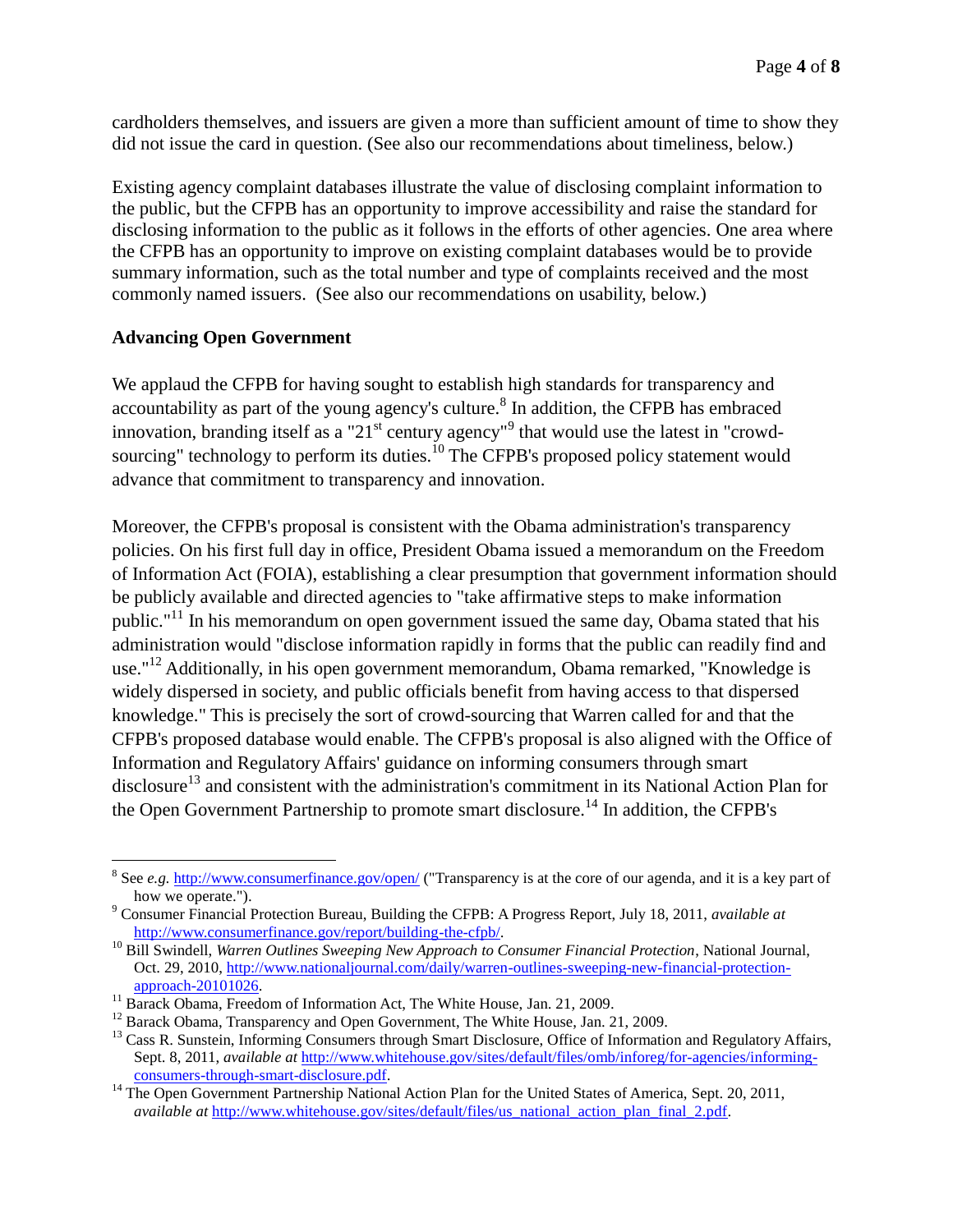cardholders themselves, and issuers are given a more than sufficient amount of time to show they did not issue the card in question. (See also our recommendations about timeliness, below.)

Existing agency complaint databases illustrate the value of disclosing complaint information to the public, but the CFPB has an opportunity to improve accessibility and raise the standard for disclosing information to the public as it follows in the efforts of other agencies. One area where the CFPB has an opportunity to improve on existing complaint databases would be to provide summary information, such as the total number and type of complaints received and the most commonly named issuers. (See also our recommendations on usability, below.)

**Advancing Open Government**

We applaud the CFPB for having sought to establish high standards for transparency and accountability as part of the young agency's culture.[8] In addition, the CFPB has embraced innovation, branding itself as a "21st century agency"[9] that would use the latest in "crowd-sourcing" technology to perform its duties.[10] The CFPB's proposed policy statement would advance that commitment to transparency and innovation.

Moreover, the CFPB's proposal is consistent with the Obama administration's transparency policies. On his first full day in office, President Obama issued a memorandum on the Freedom of Information Act (FOIA), establishing a clear presumption that government information should be publicly available and directed agencies to "take affirmative steps to make information public."[11] In his memorandum on open government issued the same day, Obama stated that his administration would "disclose information rapidly in forms that the public can readily find and use."[12] Additionally, in his open government memorandum, Obama remarked, "Knowledge is widely dispersed in society, and public officials benefit from having access to that dispersed knowledge." This is precisely the sort of crowd-sourcing that Warren called for and that the CFPB's proposed database would enable. The CFPB's proposal is also aligned with the Office of Information and Regulatory Affairs' guidance on informing consumers through smart disclosure[13] and consistent with the administration's commitment in its National Action Plan for the Open Government Partnership to promote smart disclosure.[14] In addition, the CFPB's

---

[8] See *e.g.* http://www.consumerfinance.gov/open/ ("Transparency is at the core of our agenda, and it is a key part of how we operate.").

[9] Consumer Financial Protection Bureau, Building the CFPB: A Progress Report, July 18, 2011, *available at* http://www.consumerfinance.gov/report/building-the-cfpb/.

[10] Bill Swindell, *Warren Outlines Sweeping New Approach to Consumer Financial Protection*, National Journal, Oct. 29, 2010, http://www.nationaljournal.com/daily/warren-outlines-sweeping-new-financial-protection-approach-20101026.

[11] Barack Obama, Freedom of Information Act, The White House, Jan. 21, 2009.

[12] Barack Obama, Transparency and Open Government, The White House, Jan. 21, 2009.

[13] Cass R. Sunstein, Informing Consumers through Smart Disclosure, Office of Information and Regulatory Affairs, Sept. 8, 2011, *available at* http://www.whitehouse.gov/sites/default/files/omb/inforeg/for-agencies/informing-consumers-through-smart-disclosure.pdf.

[14] The Open Government Partnership National Action Plan for the United States of America, Sept. 20, 2011, *available at* http://www.whitehouse.gov/sites/default/files/us_national_action_plan_final_2.pdf.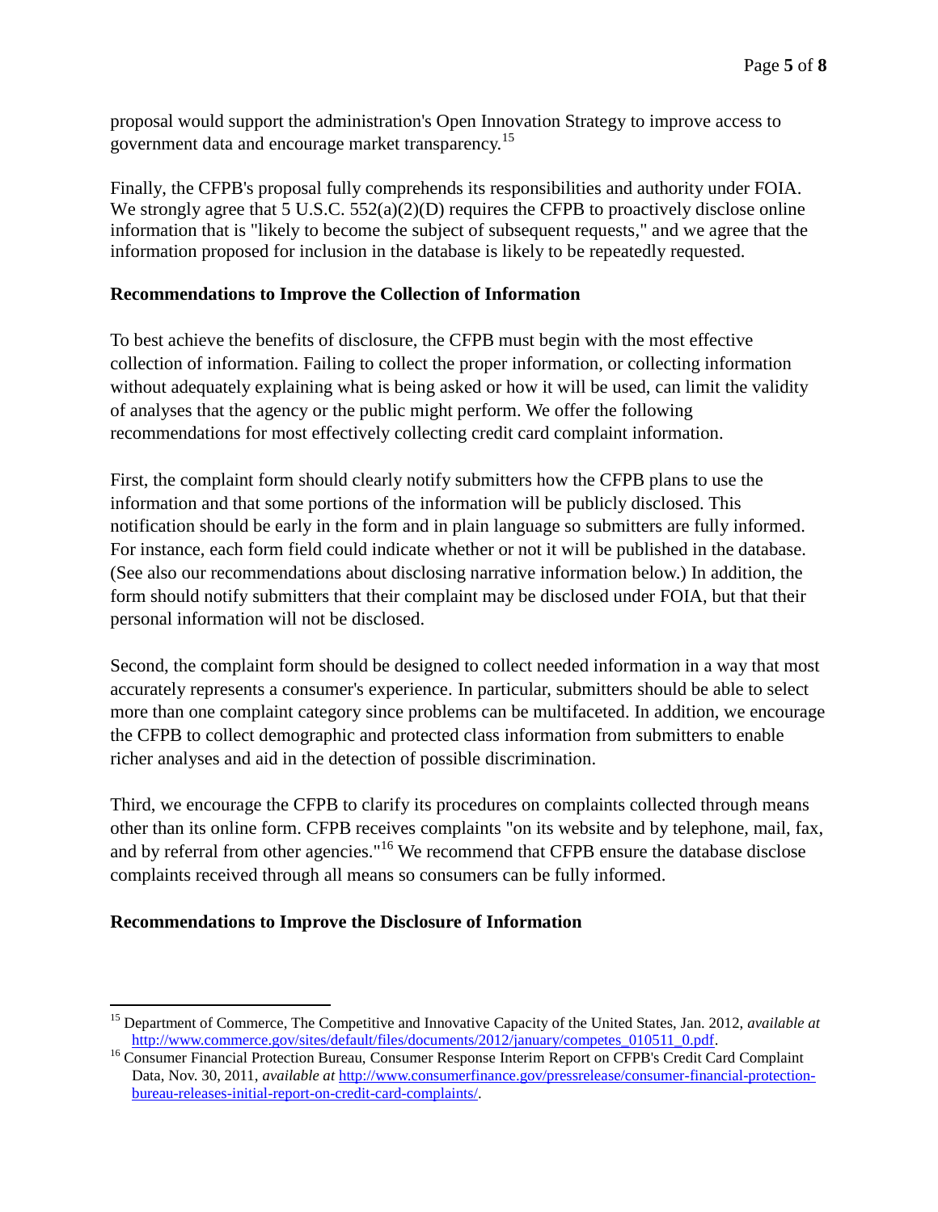proposal would support the administration's Open Innovation Strategy to improve access to government data and encourage market transparency.[15]

Finally, the CFPB's proposal fully comprehends its responsibilities and authority under FOIA. We strongly agree that 5 U.S.C. 552(a)(2)(D) requires the CFPB to proactively disclose online information that is "likely to become the subject of subsequent requests," and we agree that the information proposed for inclusion in the database is likely to be repeatedly requested.

**Recommendations to Improve the Collection of Information**

To best achieve the benefits of disclosure, the CFPB must begin with the most effective collection of information. Failing to collect the proper information, or collecting information without adequately explaining what is being asked or how it will be used, can limit the validity of analyses that the agency or the public might perform. We offer the following recommendations for most effectively collecting credit card complaint information.

First, the complaint form should clearly notify submitters how the CFPB plans to use the information and that some portions of the information will be publicly disclosed. This notification should be early in the form and in plain language so submitters are fully informed. For instance, each form field could indicate whether or not it will be published in the database. (See also our recommendations about disclosing narrative information below.) In addition, the form should notify submitters that their complaint may be disclosed under FOIA, but that their personal information will not be disclosed.

Second, the complaint form should be designed to collect needed information in a way that most accurately represents a consumer's experience. In particular, submitters should be able to select more than one complaint category since problems can be multifaceted. In addition, we encourage the CFPB to collect demographic and protected class information from submitters to enable richer analyses and aid in the detection of possible discrimination.

Third, we encourage the CFPB to clarify its procedures on complaints collected through means other than its online form. CFPB receives complaints "on its website and by telephone, mail, fax, and by referral from other agencies."[16] We recommend that CFPB ensure the database disclose complaints received through all means so consumers can be fully informed.

**Recommendations to Improve the Disclosure of Information**

---

[15] Department of Commerce, The Competitive and Innovative Capacity of the United States, Jan. 2012, *available at* http://www.commerce.gov/sites/default/files/documents/2012/january/competes_010511_0.pdf.

[16] Consumer Financial Protection Bureau, Consumer Response Interim Report on CFPB's Credit Card Complaint Data, Nov. 30, 2011, *available at* http://www.consumerfinance.gov/pressrelease/consumer-financial-protection-bureau-releases-initial-report-on-credit-card-complaints/.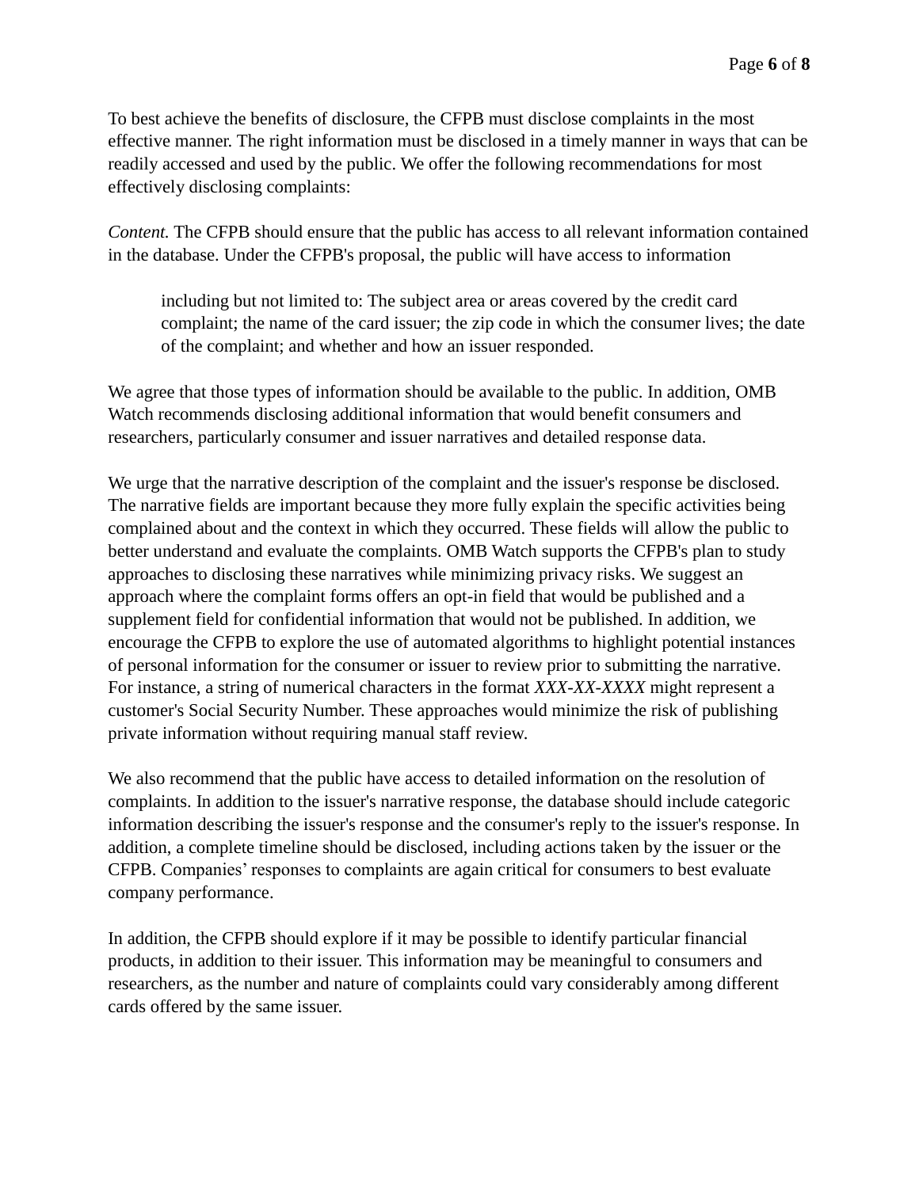To best achieve the benefits of disclosure, the CFPB must disclose complaints in the most effective manner. The right information must be disclosed in a timely manner in ways that can be readily accessed and used by the public. We offer the following recommendations for most effectively disclosing complaints:

*Content.* The CFPB should ensure that the public has access to all relevant information contained in the database. Under the CFPB's proposal, the public will have access to information

> including but not limited to: The subject area or areas covered by the credit card complaint; the name of the card issuer; the zip code in which the consumer lives; the date of the complaint; and whether and how an issuer responded.

We agree that those types of information should be available to the public. In addition, OMB Watch recommends disclosing additional information that would benefit consumers and researchers, particularly consumer and issuer narratives and detailed response data.

We urge that the narrative description of the complaint and the issuer's response be disclosed. The narrative fields are important because they more fully explain the specific activities being complained about and the context in which they occurred. These fields will allow the public to better understand and evaluate the complaints. OMB Watch supports the CFPB's plan to study approaches to disclosing these narratives while minimizing privacy risks. We suggest an approach where the complaint forms offers an opt-in field that would be published and a supplement field for confidential information that would not be published. In addition, we encourage the CFPB to explore the use of automated algorithms to highlight potential instances of personal information for the consumer or issuer to review prior to submitting the narrative. For instance, a string of numerical characters in the format *XXX-XX-XXXX* might represent a customer's Social Security Number. These approaches would minimize the risk of publishing private information without requiring manual staff review.

We also recommend that the public have access to detailed information on the resolution of complaints. In addition to the issuer's narrative response, the database should include categoric information describing the issuer's response and the consumer's reply to the issuer's response. In addition, a complete timeline should be disclosed, including actions taken by the issuer or the CFPB. Companies' responses to complaints are again critical for consumers to best evaluate company performance.

In addition, the CFPB should explore if it may be possible to identify particular financial products, in addition to their issuer. This information may be meaningful to consumers and researchers, as the number and nature of complaints could vary considerably among different cards offered by the same issuer.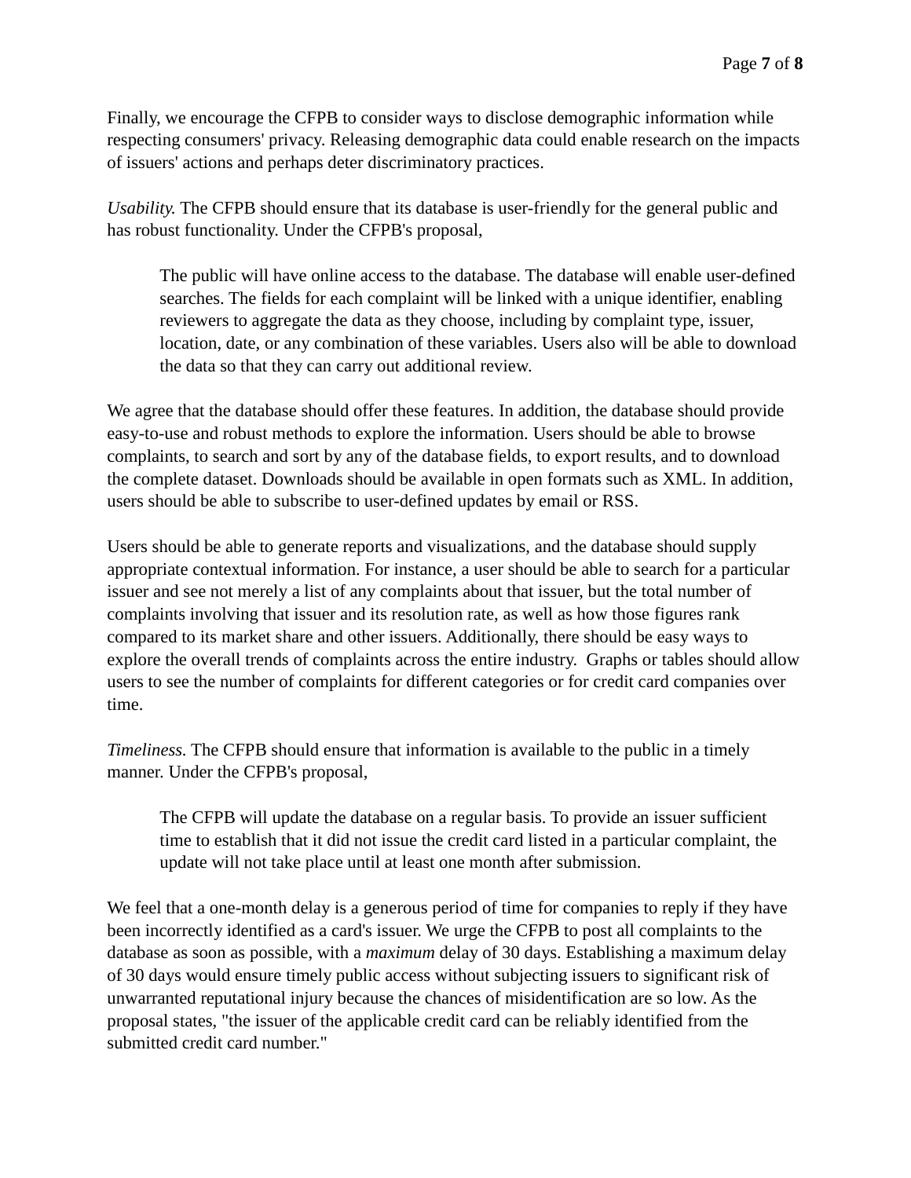Finally, we encourage the CFPB to consider ways to disclose demographic information while respecting consumers' privacy. Releasing demographic data could enable research on the impacts of issuers' actions and perhaps deter discriminatory practices.

*Usability.* The CFPB should ensure that its database is user-friendly for the general public and has robust functionality. Under the CFPB's proposal,

> The public will have online access to the database. The database will enable user-defined searches. The fields for each complaint will be linked with a unique identifier, enabling reviewers to aggregate the data as they choose, including by complaint type, issuer, location, date, or any combination of these variables. Users also will be able to download the data so that they can carry out additional review.

We agree that the database should offer these features. In addition, the database should provide easy-to-use and robust methods to explore the information. Users should be able to browse complaints, to search and sort by any of the database fields, to export results, and to download the complete dataset. Downloads should be available in open formats such as XML. In addition, users should be able to subscribe to user-defined updates by email or RSS.

Users should be able to generate reports and visualizations, and the database should supply appropriate contextual information. For instance, a user should be able to search for a particular issuer and see not merely a list of any complaints about that issuer, but the total number of complaints involving that issuer and its resolution rate, as well as how those figures rank compared to its market share and other issuers. Additionally, there should be easy ways to explore the overall trends of complaints across the entire industry. Graphs or tables should allow users to see the number of complaints for different categories or for credit card companies over time.

*Timeliness.* The CFPB should ensure that information is available to the public in a timely manner. Under the CFPB's proposal,

> The CFPB will update the database on a regular basis. To provide an issuer sufficient time to establish that it did not issue the credit card listed in a particular complaint, the update will not take place until at least one month after submission.

We feel that a one-month delay is a generous period of time for companies to reply if they have been incorrectly identified as a card's issuer. We urge the CFPB to post all complaints to the database as soon as possible, with a *maximum* delay of 30 days. Establishing a maximum delay of 30 days would ensure timely public access without subjecting issuers to significant risk of unwarranted reputational injury because the chances of misidentification are so low. As the proposal states, "the issuer of the applicable credit card can be reliably identified from the submitted credit card number."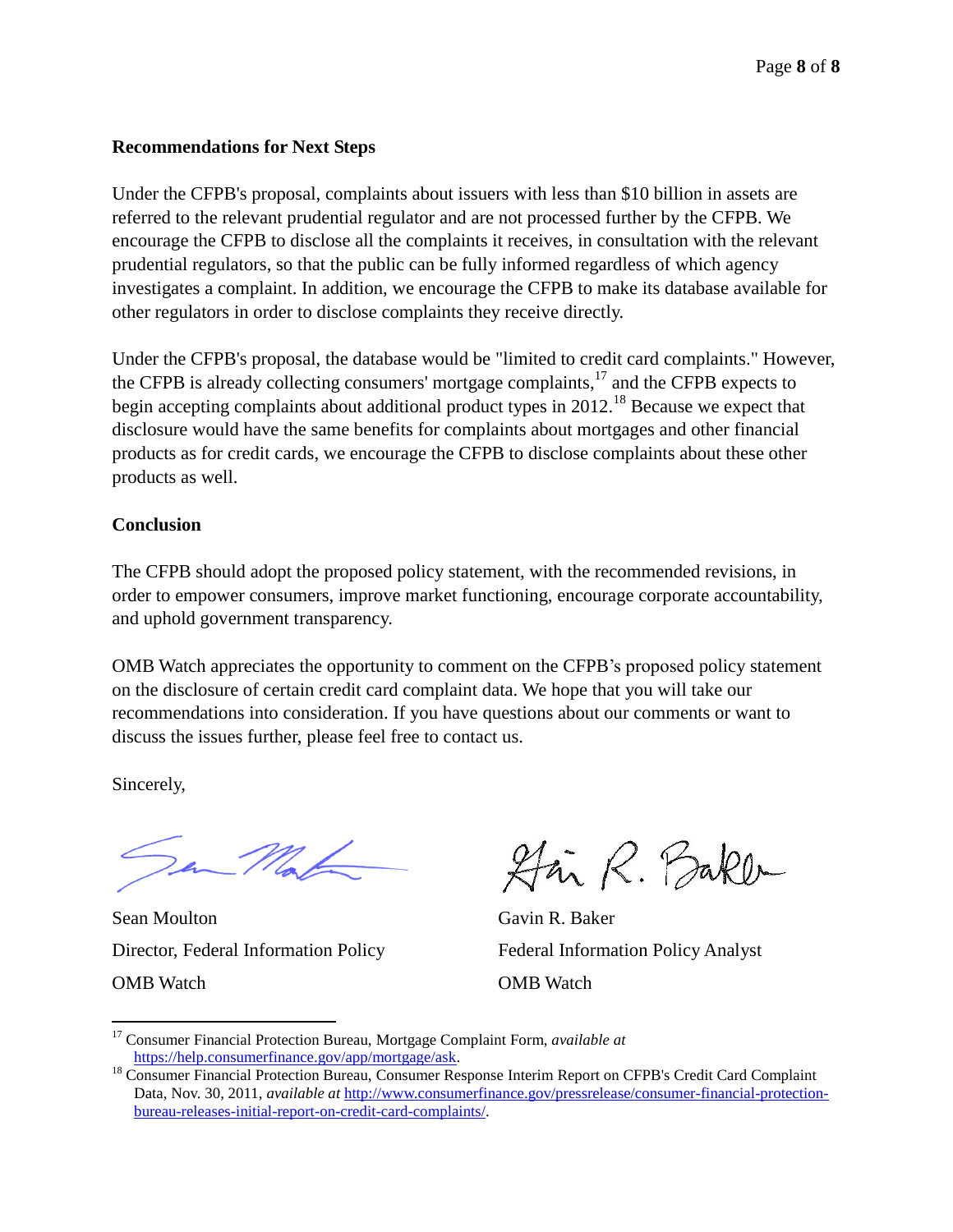**Recommendations for Next Steps**

Under the CFPB's proposal, complaints about issuers with less than $10 billion in assets are referred to the relevant prudential regulator and are not processed further by the CFPB. We encourage the CFPB to disclose all the complaints it receives, in consultation with the relevant prudential regulators, so that the public can be fully informed regardless of which agency investigates a complaint. In addition, we encourage the CFPB to make its database available for other regulators in order to disclose complaints they receive directly.

Under the CFPB's proposal, the database would be "limited to credit card complaints." However, the CFPB is already collecting consumers' mortgage complaints,[17] and the CFPB expects to begin accepting complaints about additional product types in 2012.[18] Because we expect that disclosure would have the same benefits for complaints about mortgages and other financial products as for credit cards, we encourage the CFPB to disclose complaints about these other products as well.

**Conclusion**

The CFPB should adopt the proposed policy statement, with the recommended revisions, in order to empower consumers, improve market functioning, encourage corporate accountability, and uphold government transparency.

OMB Watch appreciates the opportunity to comment on the CFPB's proposed policy statement on the disclosure of certain credit card complaint data. We hope that you will take our recommendations into consideration. If you have questions about our comments or want to discuss the issues further, please feel free to contact us.

Sincerely,

Sean Moulton
Director, Federal Information Policy
OMB Watch

Gavin R. Baker
Federal Information Policy Analyst
OMB Watch

---

[17] Consumer Financial Protection Bureau, Mortgage Complaint Form, *available at* https://help.consumerfinance.gov/app/mortgage/ask.

[18] Consumer Financial Protection Bureau, Consumer Response Interim Report on CFPB's Credit Card Complaint Data, Nov. 30, 2011, *available at* http://www.consumerfinance.gov/pressrelease/consumer-financial-protection-bureau-releases-initial-report-on-credit-card-complaints/.